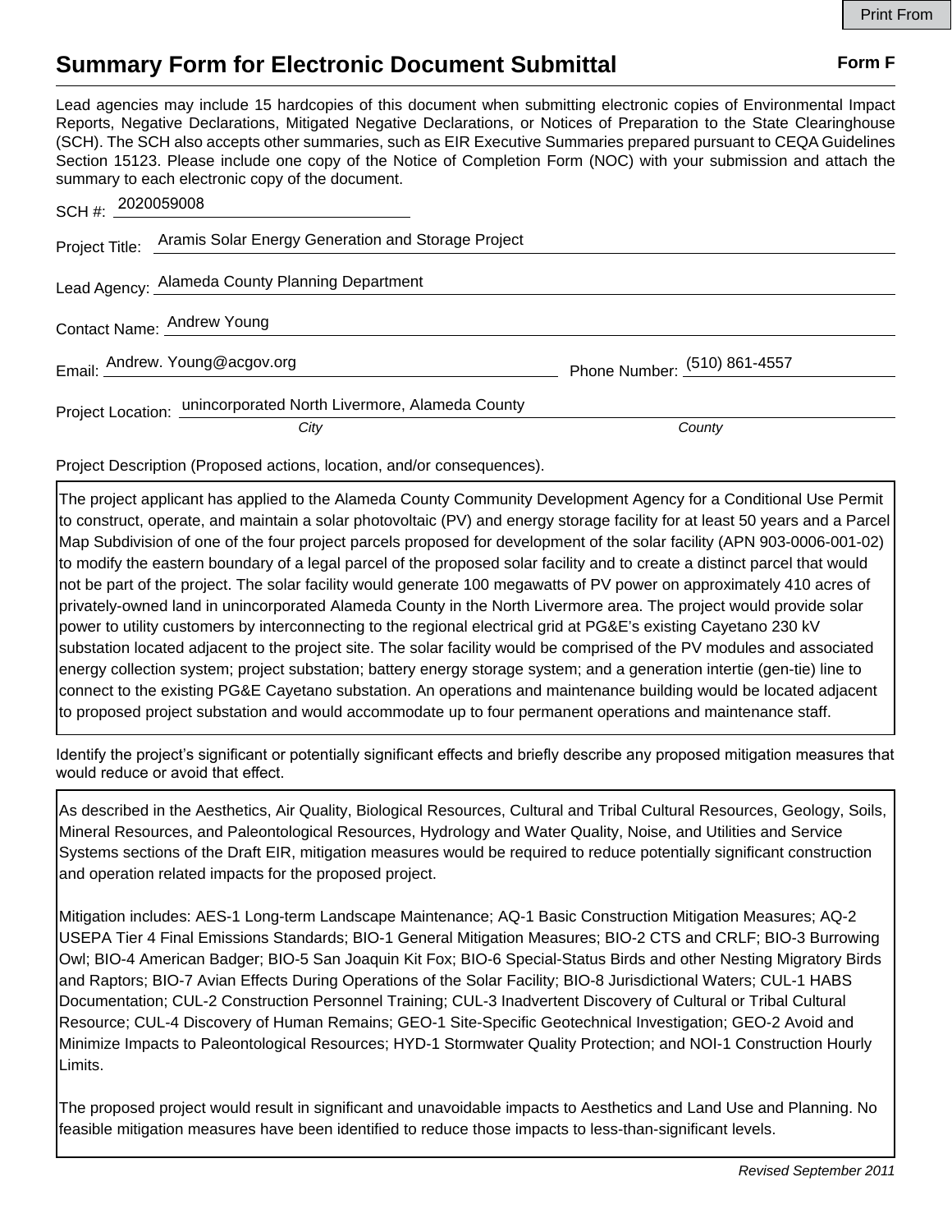# Summary Form for Electronic Document Submittal

**Form F**

Lead agencies may include 15 hardcopies of this document when submitting electronic copies of Environmental Impact Reports, Negative Declarations, Mitigated Negative Declarations, or Notices of Preparation to the State Clearinghouse (SCH). The SCH also accepts other summaries, such as EIR Executive Summaries prepared pursuant to CEQA Guidelines Section 15123. Please include one copy of the Notice of Completion Form (NOC) with your submission and attach the summary to each electronic copy of the document.

SCH #: 2020059008

Project Title: Aramis Solar Energy Generation and Storage Project

Lead Agency: Alameda County Planning Department

Contact Name: Andrew Young

Email: Andrew. Young@acgov.org Phone Number: (510) 861-4557

Project Location: unincorporated North Livermore, Alameda County

*City* *County*

Project Description (Proposed actions, location, and/or consequences).

The project applicant has applied to the Alameda County Community Development Agency for a Conditional Use Permit to construct, operate, and maintain a solar photovoltaic (PV) and energy storage facility for at least 50 years and a Parcel Map Subdivision of one of the four project parcels proposed for development of the solar facility (APN 903-0006-001-02) to modify the eastern boundary of a legal parcel of the proposed solar facility and to create a distinct parcel that would not be part of the project. The solar facility would generate 100 megawatts of PV power on approximately 410 acres of privately-owned land in unincorporated Alameda County in the North Livermore area. The project would provide solar power to utility customers by interconnecting to the regional electrical grid at PG&E's existing Cayetano 230 kV substation located adjacent to the project site. The solar facility would be comprised of the PV modules and associated energy collection system; project substation; battery energy storage system; and a generation intertie (gen-tie) line to connect to the existing PG&E Cayetano substation. An operations and maintenance building would be located adjacent to proposed project substation and would accommodate up to four permanent operations and maintenance staff.

Identify the project's significant or potentially significant effects and briefly describe any proposed mitigation measures that would reduce or avoid that effect.

As described in the Aesthetics, Air Quality, Biological Resources, Cultural and Tribal Cultural Resources, Geology, Soils, Mineral Resources, and Paleontological Resources, Hydrology and Water Quality, Noise, and Utilities and Service Systems sections of the Draft EIR, mitigation measures would be required to reduce potentially significant construction and operation related impacts for the proposed project.

Mitigation includes: AES-1 Long-term Landscape Maintenance; AQ-1 Basic Construction Mitigation Measures; AQ-2 USEPA Tier 4 Final Emissions Standards; BIO-1 General Mitigation Measures; BIO-2 CTS and CRLF; BIO-3 Burrowing Owl; BIO-4 American Badger; BIO-5 San Joaquin Kit Fox; BIO-6 Special-Status Birds and other Nesting Migratory Birds and Raptors; BIO-7 Avian Effects During Operations of the Solar Facility; BIO-8 Jurisdictional Waters; CUL-1 HABS Documentation; CUL-2 Construction Personnel Training; CUL-3 Inadvertent Discovery of Cultural or Tribal Cultural Resource; CUL-4 Discovery of Human Remains; GEO-1 Site-Specific Geotechnical Investigation; GEO-2 Avoid and Minimize Impacts to Paleontological Resources; HYD-1 Stormwater Quality Protection; and NOI-1 Construction Hourly Limits.

The proposed project would result in significant and unavoidable impacts to Aesthetics and Land Use and Planning. No feasible mitigation measures have been identified to reduce those impacts to less-than-significant levels.

*Revised September 2011*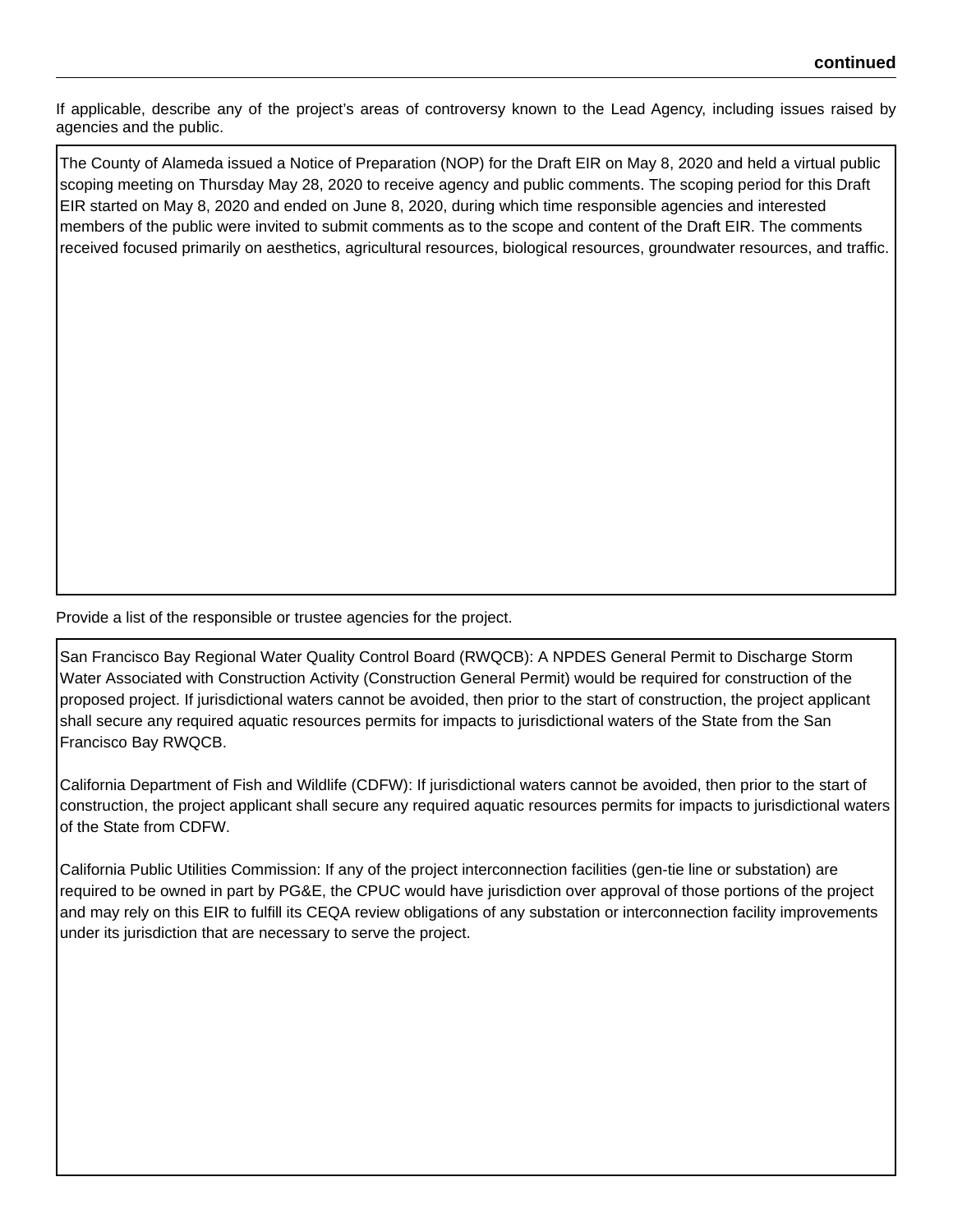**continued**

If applicable, describe any of the project's areas of controversy known to the Lead Agency, including issues raised by agencies and the public.

The County of Alameda issued a Notice of Preparation (NOP) for the Draft EIR on May 8, 2020 and held a virtual public scoping meeting on Thursday May 28, 2020 to receive agency and public comments. The scoping period for this Draft EIR started on May 8, 2020 and ended on June 8, 2020, during which time responsible agencies and interested members of the public were invited to submit comments as to the scope and content of the Draft EIR. The comments received focused primarily on aesthetics, agricultural resources, biological resources, groundwater resources, and traffic.

Provide a list of the responsible or trustee agencies for the project.

San Francisco Bay Regional Water Quality Control Board (RWQCB): A NPDES General Permit to Discharge Storm Water Associated with Construction Activity (Construction General Permit) would be required for construction of the proposed project. If jurisdictional waters cannot be avoided, then prior to the start of construction, the project applicant shall secure any required aquatic resources permits for impacts to jurisdictional waters of the State from the San Francisco Bay RWQCB.

California Department of Fish and Wildlife (CDFW): If jurisdictional waters cannot be avoided, then prior to the start of construction, the project applicant shall secure any required aquatic resources permits for impacts to jurisdictional waters of the State from CDFW.

California Public Utilities Commission: If any of the project interconnection facilities (gen-tie line or substation) are required to be owned in part by PG&E, the CPUC would have jurisdiction over approval of those portions of the project and may rely on this EIR to fulfill its CEQA review obligations of any substation or interconnection facility improvements under its jurisdiction that are necessary to serve the project.